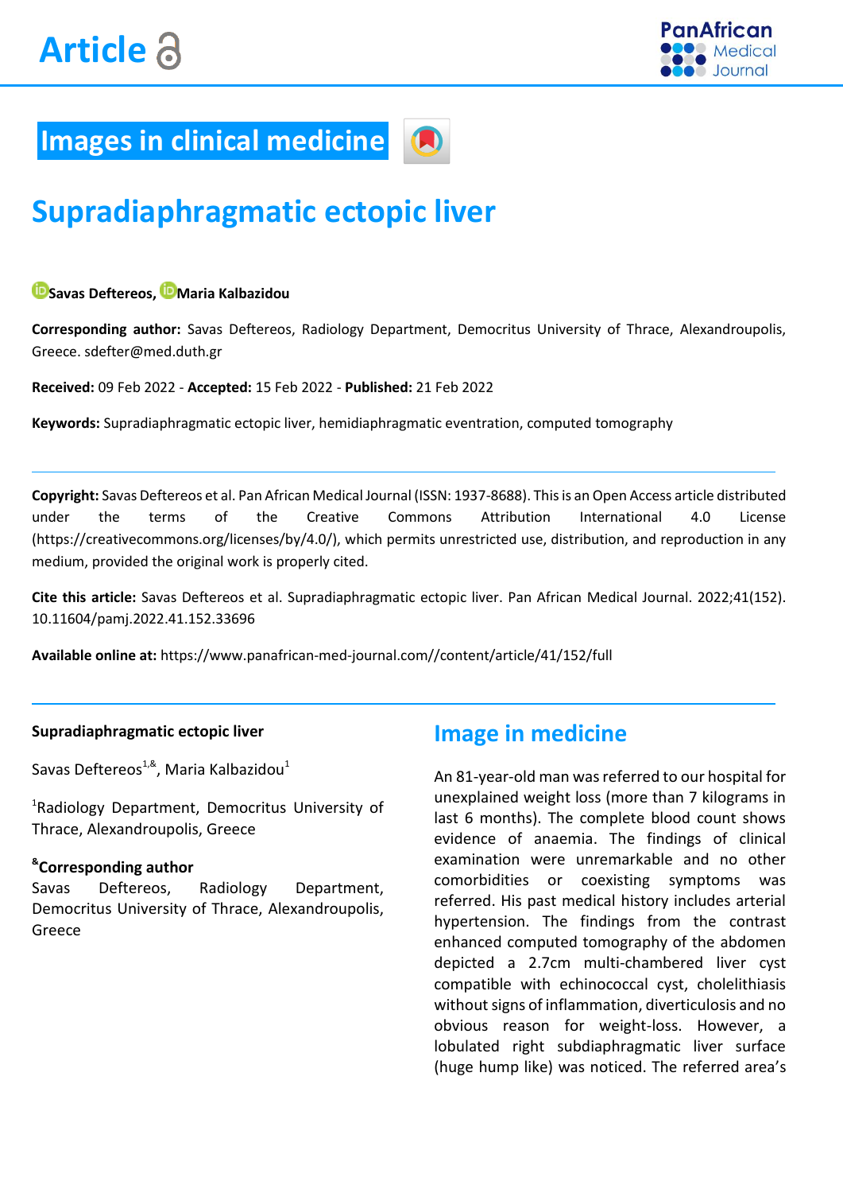# Images in clinical medicine

# Supradiaphragmatic ectopic liver

Savas Deftereos, Maria Kalbazidou

**Corresponding author:** Savas Deftereos, Radiology Department, Democritus University of Thrace, Alexandroupolis, Greece. sdefter@med.duth.gr

**Received:** 09 Feb 2022 - **Accepted:** 15 Feb 2022 - **Published:** 21 Feb 2022

**Keywords:** Supradiaphragmatic ectopic liver, hemidiaphragmatic eventration, computed tomography

---

**Copyright:** Savas Deftereos et al. Pan African Medical Journal (ISSN: 1937-8688). This is an Open Access article distributed under the terms of the Creative Commons Attribution International 4.0 License (https://creativecommons.org/licenses/by/4.0/), which permits unrestricted use, distribution, and reproduction in any medium, provided the original work is properly cited.

**Cite this article:** Savas Deftereos et al. Supradiaphragmatic ectopic liver. Pan African Medical Journal. 2022;41(152). 10.11604/pamj.2022.41.152.33696

**Available online at:** https://www.panafrican-med-journal.com//content/article/41/152/full

---

**Supradiaphragmatic ectopic liver**

Savas Deftereos[1,&], Maria Kalbazidou[1]

[1]Radiology Department, Democritus University of Thrace, Alexandroupolis, Greece

**[&]Corresponding author**
Savas Deftereos, Radiology Department, Democritus University of Thrace, Alexandroupolis, Greece

## Image in medicine

An 81-year-old man was referred to our hospital for unexplained weight loss (more than 7 kilograms in last 6 months). The complete blood count shows evidence of anaemia. The findings of clinical examination were unremarkable and no other comorbidities or coexisting symptoms was referred. His past medical history includes arterial hypertension. The findings from the contrast enhanced computed tomography of the abdomen depicted a 2.7cm multi-chambered liver cyst compatible with echinococcal cyst, cholelithiasis without signs of inflammation, diverticulosis and no obvious reason for weight-loss. However, a lobulated right subdiaphragmatic liver surface (huge hump like) was noticed. The referred area's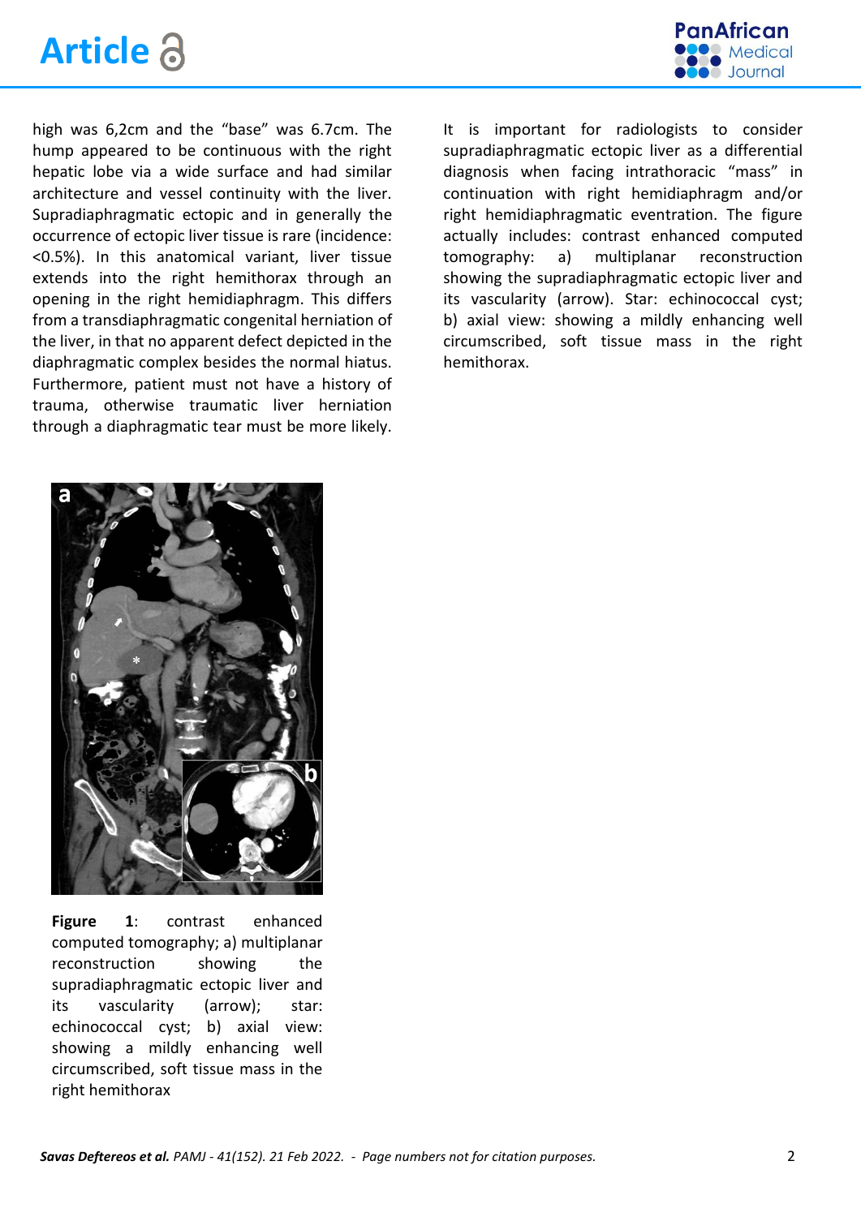high was 6,2cm and the "base" was 6.7cm. The hump appeared to be continuous with the right hepatic lobe via a wide surface and had similar architecture and vessel continuity with the liver. Supradiaphragmatic ectopic and in generally the occurrence of ectopic liver tissue is rare (incidence: <0.5%). In this anatomical variant, liver tissue extends into the right hemithorax through an opening in the right hemidiaphragm. This differs from a transdiaphragmatic congenital herniation of the liver, in that no apparent defect depicted in the diaphragmatic complex besides the normal hiatus. Furthermore, patient must not have a history of trauma, otherwise traumatic liver herniation through a diaphragmatic tear must be more likely.

It is important for radiologists to consider supradiaphragmatic ectopic liver as a differential diagnosis when facing intrathoracic "mass" in continuation with right hemidiaphragm and/or right hemidiaphragmatic eventration. The figure actually includes: contrast enhanced computed tomography: a) multiplanar reconstruction showing the supradiaphragmatic ectopic liver and its vascularity (arrow). Star: echinococcal cyst; b) axial view: showing a mildly enhancing well circumscribed, soft tissue mass in the right hemithorax.

**Figure 1**: contrast enhanced computed tomography; a) multiplanar reconstruction showing the supradiaphragmatic ectopic liver and its vascularity (arrow); star: echinococcal cyst; b) axial view: showing a mildly enhancing well circumscribed, soft tissue mass in the right hemithorax